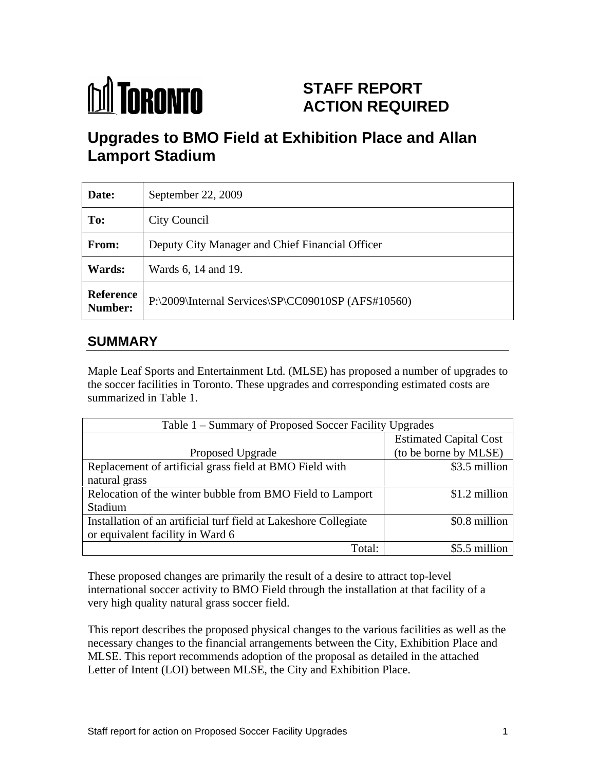TORONTO

# STAFF REPORT ACTION REQUIRED

# Upgrades to BMO Field at Exhibition Place and Allan Lamport Stadium

| **Date:** | September 22, 2009 |
|---|---|
| **To:** | City Council |
| **From:** | Deputy City Manager and Chief Financial Officer |
| **Wards:** | Wards 6, 14 and 19. |
| **Reference Number:** | P:\2009\Internal Services\SP\CC09010SP (AFS#10560) |

## SUMMARY

Maple Leaf Sports and Entertainment Ltd. (MLSE) has proposed a number of upgrades to the soccer facilities in Toronto. These upgrades and corresponding estimated costs are summarized in Table 1.

Table 1 – Summary of Proposed Soccer Facility Upgrades

| Proposed Upgrade | Estimated Capital Cost (to be borne by MLSE) |
|---|---|
| Replacement of artificial grass field at BMO Field with natural grass | $3.5 million |
| Relocation of the winter bubble from BMO Field to Lamport Stadium | $1.2 million |
| Installation of an artificial turf field at Lakeshore Collegiate or equivalent facility in Ward 6 | $0.8 million |
| Total: | $5.5 million |

These proposed changes are primarily the result of a desire to attract top-level international soccer activity to BMO Field through the installation at that facility of a very high quality natural grass soccer field.

This report describes the proposed physical changes to the various facilities as well as the necessary changes to the financial arrangements between the City, Exhibition Place and MLSE. This report recommends adoption of the proposal as detailed in the attached Letter of Intent (LOI) between MLSE, the City and Exhibition Place.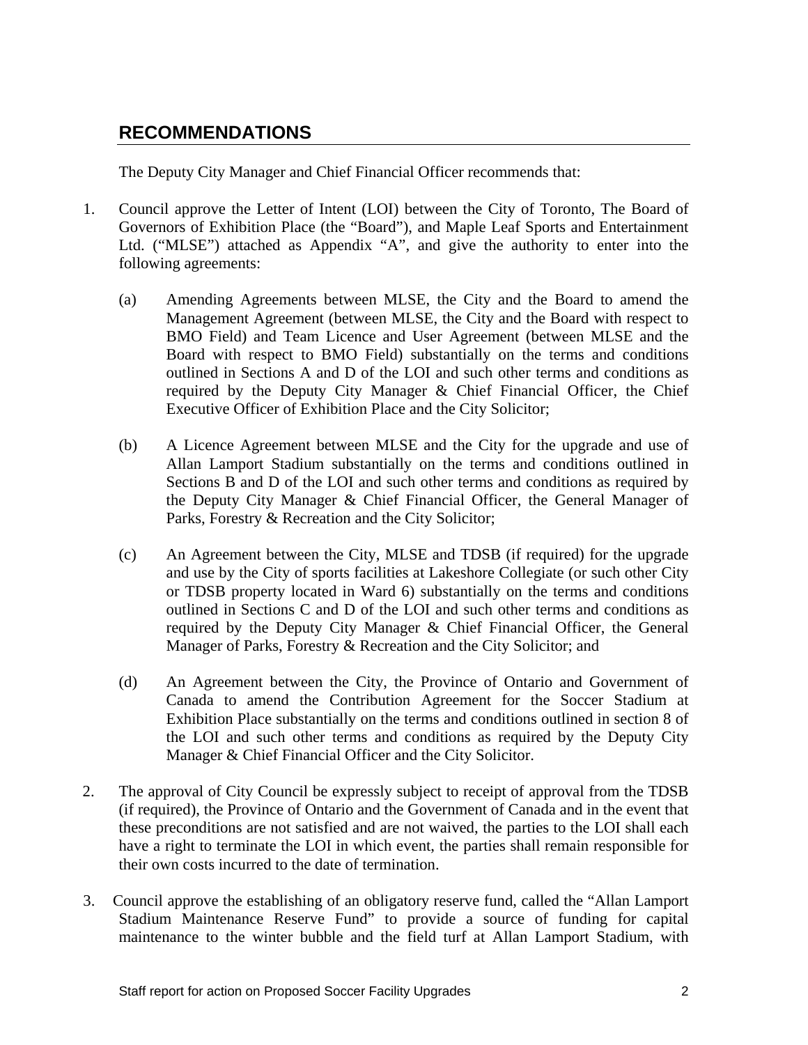## RECOMMENDATIONS

The Deputy City Manager and Chief Financial Officer recommends that:

1. Council approve the Letter of Intent (LOI) between the City of Toronto, The Board of Governors of Exhibition Place (the "Board"), and Maple Leaf Sports and Entertainment Ltd. ("MLSE") attached as Appendix "A", and give the authority to enter into the following agreements:

   (a) Amending Agreements between MLSE, the City and the Board to amend the Management Agreement (between MLSE, the City and the Board with respect to BMO Field) and Team Licence and User Agreement (between MLSE and the Board with respect to BMO Field) substantially on the terms and conditions outlined in Sections A and D of the LOI and such other terms and conditions as required by the Deputy City Manager & Chief Financial Officer, the Chief Executive Officer of Exhibition Place and the City Solicitor;

   (b) A Licence Agreement between MLSE and the City for the upgrade and use of Allan Lamport Stadium substantially on the terms and conditions outlined in Sections B and D of the LOI and such other terms and conditions as required by the Deputy City Manager & Chief Financial Officer, the General Manager of Parks, Forestry & Recreation and the City Solicitor;

   (c) An Agreement between the City, MLSE and TDSB (if required) for the upgrade and use by the City of sports facilities at Lakeshore Collegiate (or such other City or TDSB property located in Ward 6) substantially on the terms and conditions outlined in Sections C and D of the LOI and such other terms and conditions as required by the Deputy City Manager & Chief Financial Officer, the General Manager of Parks, Forestry & Recreation and the City Solicitor; and

   (d) An Agreement between the City, the Province of Ontario and Government of Canada to amend the Contribution Agreement for the Soccer Stadium at Exhibition Place substantially on the terms and conditions outlined in section 8 of the LOI and such other terms and conditions as required by the Deputy City Manager & Chief Financial Officer and the City Solicitor.

2. The approval of City Council be expressly subject to receipt of approval from the TDSB (if required), the Province of Ontario and the Government of Canada and in the event that these preconditions are not satisfied and are not waived, the parties to the LOI shall each have a right to terminate the LOI in which event, the parties shall remain responsible for their own costs incurred to the date of termination.

3. Council approve the establishing of an obligatory reserve fund, called the "Allan Lamport Stadium Maintenance Reserve Fund" to provide a source of funding for capital maintenance to the winter bubble and the field turf at Allan Lamport Stadium, with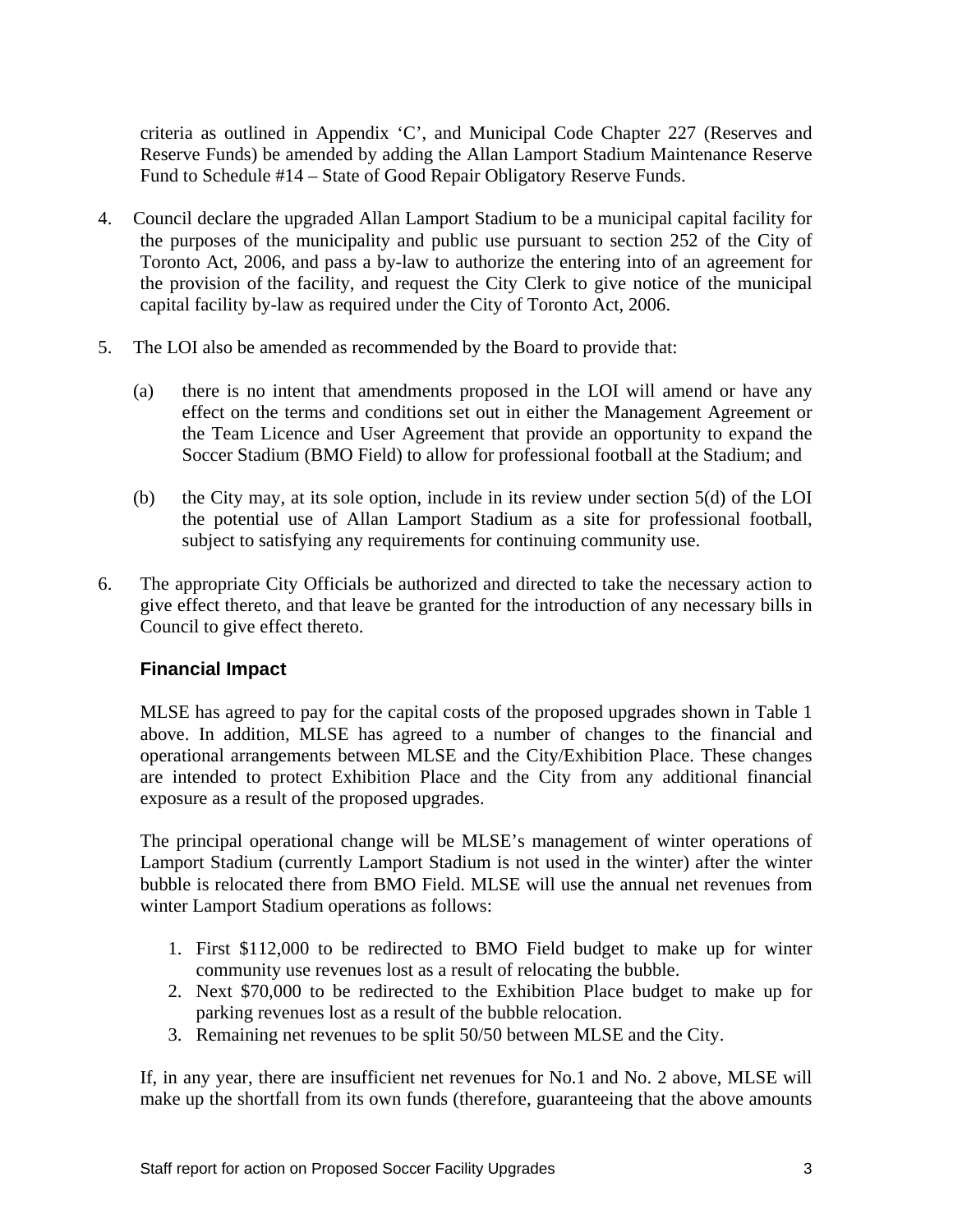criteria as outlined in Appendix 'C', and Municipal Code Chapter 227 (Reserves and Reserve Funds) be amended by adding the Allan Lamport Stadium Maintenance Reserve Fund to Schedule #14 – State of Good Repair Obligatory Reserve Funds.

4. Council declare the upgraded Allan Lamport Stadium to be a municipal capital facility for the purposes of the municipality and public use pursuant to section 252 of the City of Toronto Act, 2006, and pass a by-law to authorize the entering into of an agreement for the provision of the facility, and request the City Clerk to give notice of the municipal capital facility by-law as required under the City of Toronto Act, 2006.

5. The LOI also be amended as recommended by the Board to provide that:

   (a) there is no intent that amendments proposed in the LOI will amend or have any effect on the terms and conditions set out in either the Management Agreement or the Team Licence and User Agreement that provide an opportunity to expand the Soccer Stadium (BMO Field) to allow for professional football at the Stadium; and

   (b) the City may, at its sole option, include in its review under section 5(d) of the LOI the potential use of Allan Lamport Stadium as a site for professional football, subject to satisfying any requirements for continuing community use.

6. The appropriate City Officials be authorized and directed to take the necessary action to give effect thereto, and that leave be granted for the introduction of any necessary bills in Council to give effect thereto.

### Financial Impact

MLSE has agreed to pay for the capital costs of the proposed upgrades shown in Table 1 above. In addition, MLSE has agreed to a number of changes to the financial and operational arrangements between MLSE and the City/Exhibition Place. These changes are intended to protect Exhibition Place and the City from any additional financial exposure as a result of the proposed upgrades.

The principal operational change will be MLSE's management of winter operations of Lamport Stadium (currently Lamport Stadium is not used in the winter) after the winter bubble is relocated there from BMO Field. MLSE will use the annual net revenues from winter Lamport Stadium operations as follows:

1. First $112,000 to be redirected to BMO Field budget to make up for winter community use revenues lost as a result of relocating the bubble.
2. Next $70,000 to be redirected to the Exhibition Place budget to make up for parking revenues lost as a result of the bubble relocation.
3. Remaining net revenues to be split 50/50 between MLSE and the City.

If, in any year, there are insufficient net revenues for No.1 and No. 2 above, MLSE will make up the shortfall from its own funds (therefore, guaranteeing that the above amounts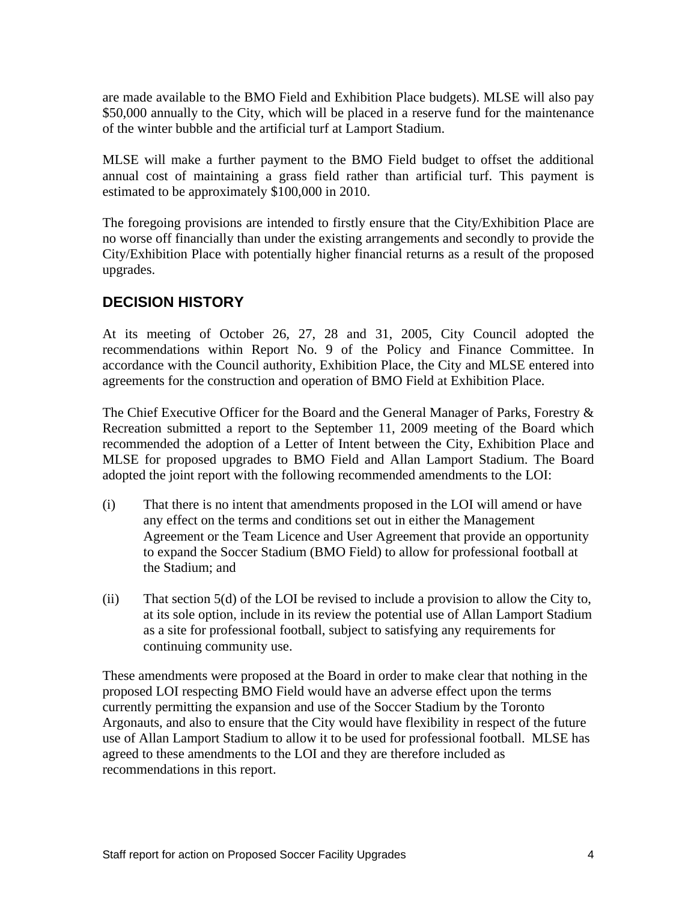are made available to the BMO Field and Exhibition Place budgets). MLSE will also pay $50,000 annually to the City, which will be placed in a reserve fund for the maintenance of the winter bubble and the artificial turf at Lamport Stadium.

MLSE will make a further payment to the BMO Field budget to offset the additional annual cost of maintaining a grass field rather than artificial turf. This payment is estimated to be approximately $100,000 in 2010.

The foregoing provisions are intended to firstly ensure that the City/Exhibition Place are no worse off financially than under the existing arrangements and secondly to provide the City/Exhibition Place with potentially higher financial returns as a result of the proposed upgrades.

## DECISION HISTORY

At its meeting of October 26, 27, 28 and 31, 2005, City Council adopted the recommendations within Report No. 9 of the Policy and Finance Committee. In accordance with the Council authority, Exhibition Place, the City and MLSE entered into agreements for the construction and operation of BMO Field at Exhibition Place.

The Chief Executive Officer for the Board and the General Manager of Parks, Forestry & Recreation submitted a report to the September 11, 2009 meeting of the Board which recommended the adoption of a Letter of Intent between the City, Exhibition Place and MLSE for proposed upgrades to BMO Field and Allan Lamport Stadium. The Board adopted the joint report with the following recommended amendments to the LOI:

(i) That there is no intent that amendments proposed in the LOI will amend or have any effect on the terms and conditions set out in either the Management Agreement or the Team Licence and User Agreement that provide an opportunity to expand the Soccer Stadium (BMO Field) to allow for professional football at the Stadium; and

(ii) That section 5(d) of the LOI be revised to include a provision to allow the City to, at its sole option, include in its review the potential use of Allan Lamport Stadium as a site for professional football, subject to satisfying any requirements for continuing community use.

These amendments were proposed at the Board in order to make clear that nothing in the proposed LOI respecting BMO Field would have an adverse effect upon the terms currently permitting the expansion and use of the Soccer Stadium by the Toronto Argonauts, and also to ensure that the City would have flexibility in respect of the future use of Allan Lamport Stadium to allow it to be used for professional football. MLSE has agreed to these amendments to the LOI and they are therefore included as recommendations in this report.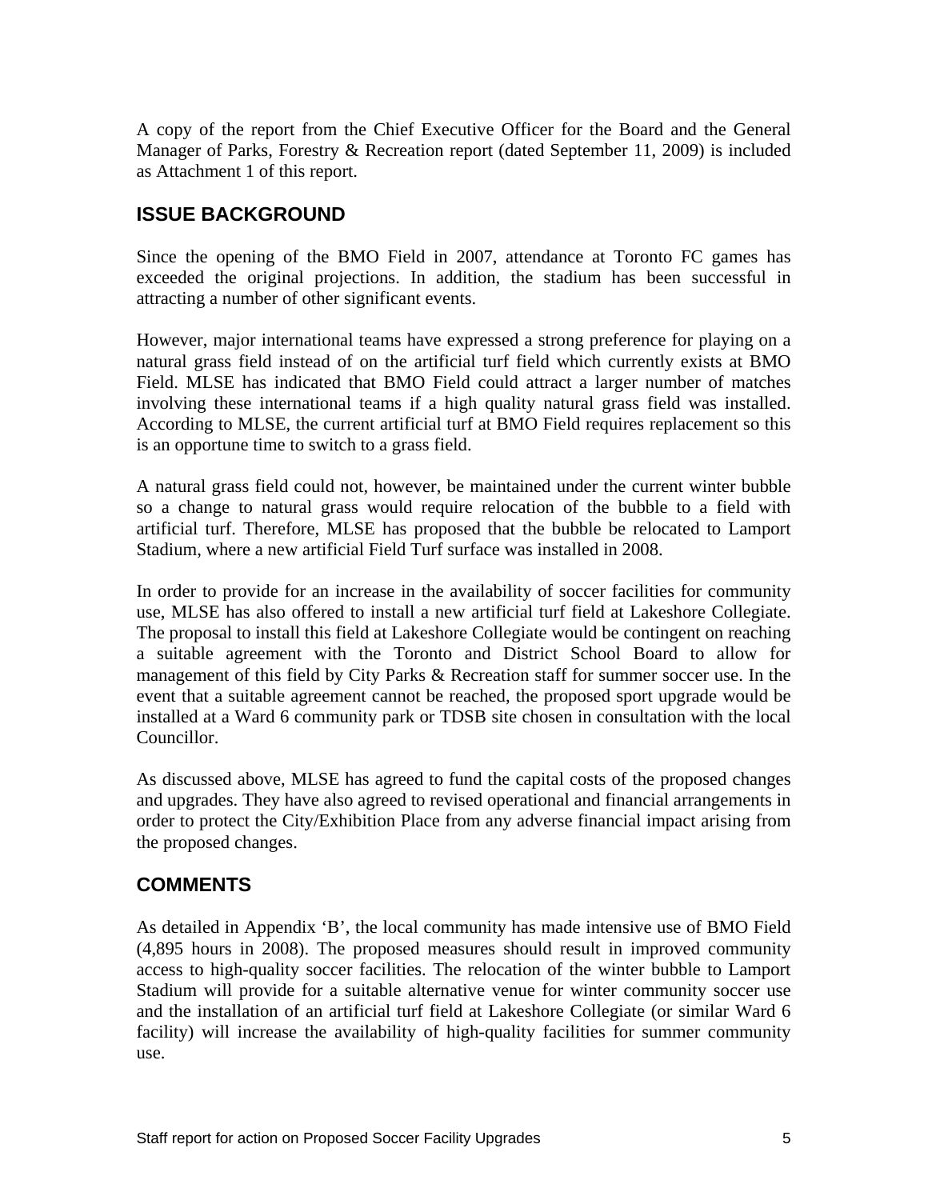A copy of the report from the Chief Executive Officer for the Board and the General Manager of Parks, Forestry & Recreation report (dated September 11, 2009) is included as Attachment 1 of this report.

## ISSUE BACKGROUND

Since the opening of the BMO Field in 2007, attendance at Toronto FC games has exceeded the original projections. In addition, the stadium has been successful in attracting a number of other significant events.

However, major international teams have expressed a strong preference for playing on a natural grass field instead of on the artificial turf field which currently exists at BMO Field. MLSE has indicated that BMO Field could attract a larger number of matches involving these international teams if a high quality natural grass field was installed. According to MLSE, the current artificial turf at BMO Field requires replacement so this is an opportune time to switch to a grass field.

A natural grass field could not, however, be maintained under the current winter bubble so a change to natural grass would require relocation of the bubble to a field with artificial turf. Therefore, MLSE has proposed that the bubble be relocated to Lamport Stadium, where a new artificial Field Turf surface was installed in 2008.

In order to provide for an increase in the availability of soccer facilities for community use, MLSE has also offered to install a new artificial turf field at Lakeshore Collegiate. The proposal to install this field at Lakeshore Collegiate would be contingent on reaching a suitable agreement with the Toronto and District School Board to allow for management of this field by City Parks & Recreation staff for summer soccer use. In the event that a suitable agreement cannot be reached, the proposed sport upgrade would be installed at a Ward 6 community park or TDSB site chosen in consultation with the local Councillor.

As discussed above, MLSE has agreed to fund the capital costs of the proposed changes and upgrades. They have also agreed to revised operational and financial arrangements in order to protect the City/Exhibition Place from any adverse financial impact arising from the proposed changes.

## COMMENTS

As detailed in Appendix 'B', the local community has made intensive use of BMO Field (4,895 hours in 2008). The proposed measures should result in improved community access to high-quality soccer facilities. The relocation of the winter bubble to Lamport Stadium will provide for a suitable alternative venue for winter community soccer use and the installation of an artificial turf field at Lakeshore Collegiate (or similar Ward 6 facility) will increase the availability of high-quality facilities for summer community use.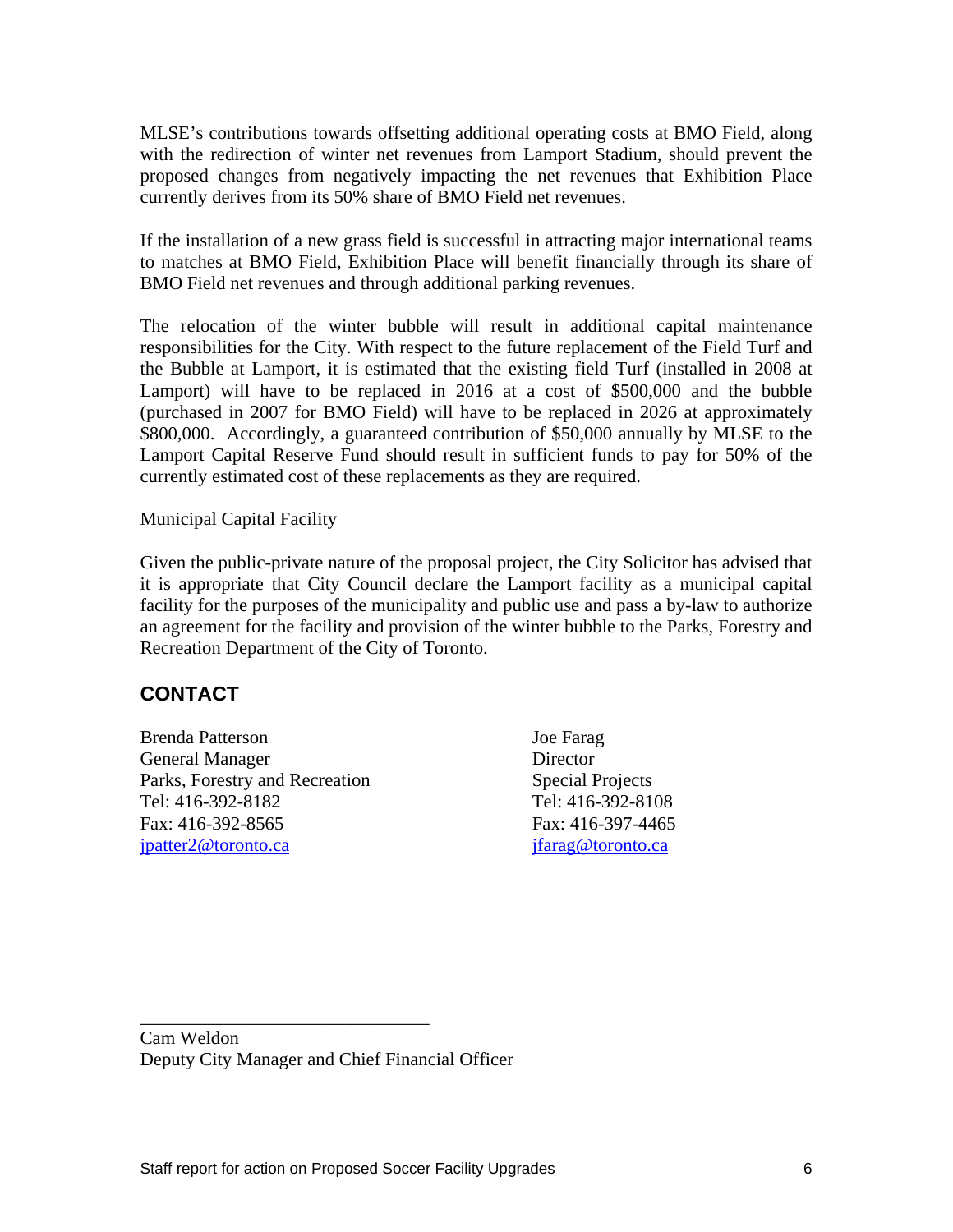MLSE's contributions towards offsetting additional operating costs at BMO Field, along with the redirection of winter net revenues from Lamport Stadium, should prevent the proposed changes from negatively impacting the net revenues that Exhibition Place currently derives from its 50% share of BMO Field net revenues.

If the installation of a new grass field is successful in attracting major international teams to matches at BMO Field, Exhibition Place will benefit financially through its share of BMO Field net revenues and through additional parking revenues.

The relocation of the winter bubble will result in additional capital maintenance responsibilities for the City. With respect to the future replacement of the Field Turf and the Bubble at Lamport, it is estimated that the existing field Turf (installed in 2008 at Lamport) will have to be replaced in 2016 at a cost of $500,000 and the bubble (purchased in 2007 for BMO Field) will have to be replaced in 2026 at approximately $800,000. Accordingly, a guaranteed contribution of $50,000 annually by MLSE to the Lamport Capital Reserve Fund should result in sufficient funds to pay for 50% of the currently estimated cost of these replacements as they are required.

Municipal Capital Facility

Given the public-private nature of the proposal project, the City Solicitor has advised that it is appropriate that City Council declare the Lamport facility as a municipal capital facility for the purposes of the municipality and public use and pass a by-law to authorize an agreement for the facility and provision of the winter bubble to the Parks, Forestry and Recreation Department of the City of Toronto.

## CONTACT

Brenda Patterson
General Manager
Parks, Forestry and Recreation
Tel: 416-392-8182
Fax: 416-392-8565
jpatter2@toronto.ca

Joe Farag
Director
Special Projects
Tel: 416-392-8108
Fax: 416-397-4465
jfarag@toronto.ca

_______________________________

Cam Weldon
Deputy City Manager and Chief Financial Officer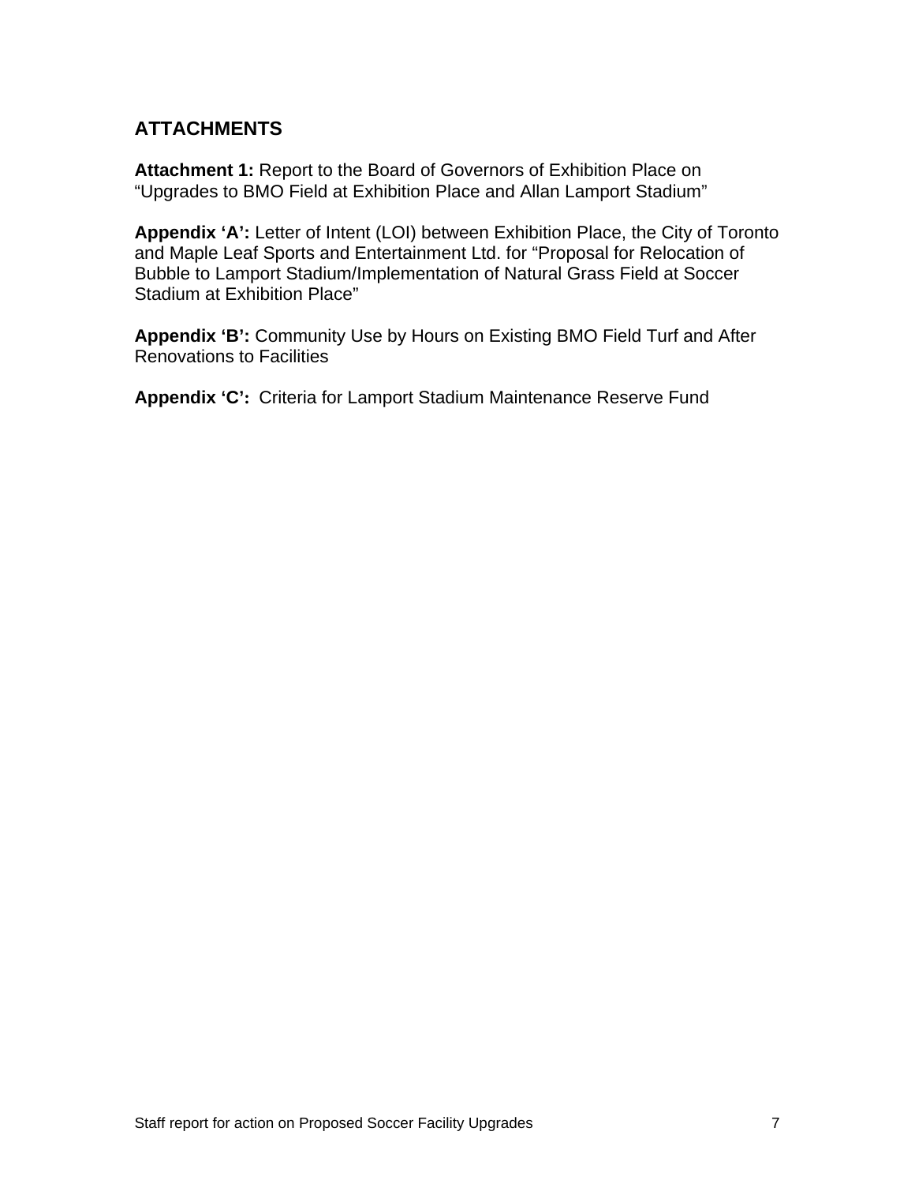## ATTACHMENTS

**Attachment 1:** Report to the Board of Governors of Exhibition Place on "Upgrades to BMO Field at Exhibition Place and Allan Lamport Stadium"

**Appendix 'A':** Letter of Intent (LOI) between Exhibition Place, the City of Toronto and Maple Leaf Sports and Entertainment Ltd. for "Proposal for Relocation of Bubble to Lamport Stadium/Implementation of Natural Grass Field at Soccer Stadium at Exhibition Place"

**Appendix 'B':** Community Use by Hours on Existing BMO Field Turf and After Renovations to Facilities

**Appendix 'C':** Criteria for Lamport Stadium Maintenance Reserve Fund